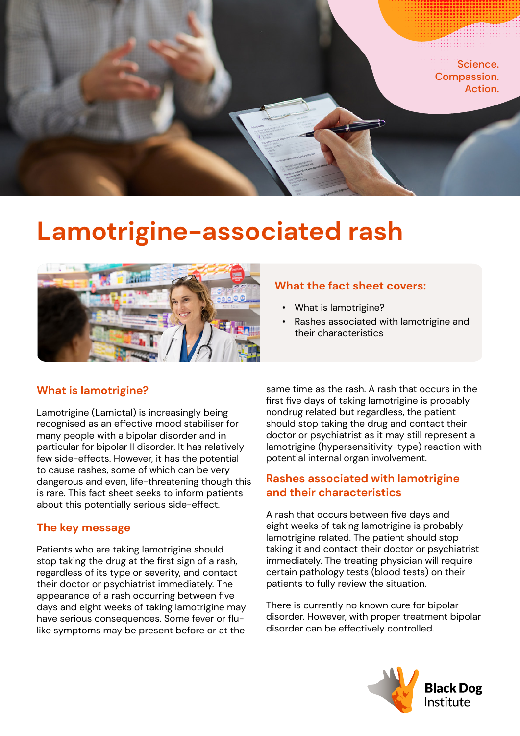Science.
Compassion.
Action.

# Lamotrigine-associated rash

### What the fact sheet covers:

- What is lamotrigine?
- Rashes associated with lamotrigine and their characteristics

## What is lamotrigine?

Lamotrigine (Lamictal) is increasingly being recognised as an effective mood stabiliser for many people with a bipolar disorder and in particular for bipolar II disorder. It has relatively few side-effects. However, it has the potential to cause rashes, some of which can be very dangerous and even, life-threatening though this is rare. This fact sheet seeks to inform patients about this potentially serious side-effect.

## The key message

Patients who are taking lamotrigine should stop taking the drug at the first sign of a rash, regardless of its type or severity, and contact their doctor or psychiatrist immediately. The appearance of a rash occurring between five days and eight weeks of taking lamotrigine may have serious consequences. Some fever or flu-like symptoms may be present before or at the same time as the rash. A rash that occurs in the first five days of taking lamotrigine is probably nondrug related but regardless, the patient should stop taking the drug and contact their doctor or psychiatrist as it may still represent a lamotrigine (hypersensitivity-type) reaction with potential internal organ involvement.

## Rashes associated with lamotrigine and their characteristics

A rash that occurs between five days and eight weeks of taking lamotrigine is probably lamotrigine related. The patient should stop taking it and contact their doctor or psychiatrist immediately. The treating physician will require certain pathology tests (blood tests) on their patients to fully review the situation.

There is currently no known cure for bipolar disorder. However, with proper treatment bipolar disorder can be effectively controlled.

Black Dog Institute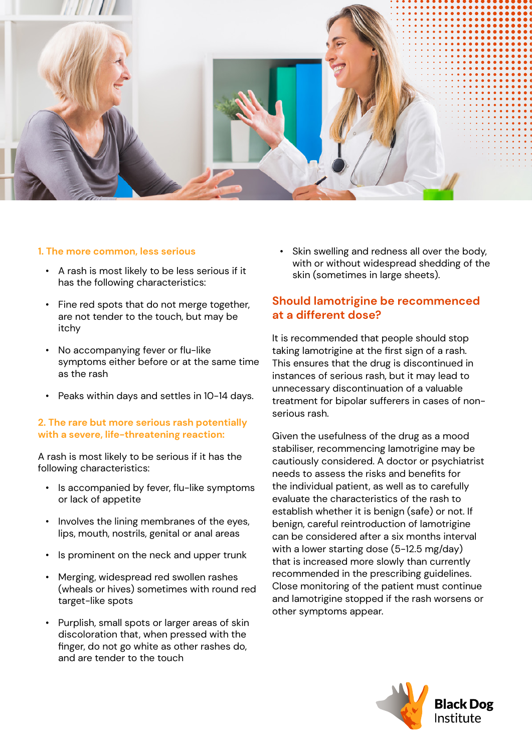### 1. The more common, less serious

- A rash is most likely to be less serious if it has the following characteristics:
- Fine red spots that do not merge together, are not tender to the touch, but may be itchy
- No accompanying fever or flu-like symptoms either before or at the same time as the rash
- Peaks within days and settles in 10-14 days.

### 2. The rare but more serious rash potentially with a severe, life-threatening reaction:

A rash is most likely to be serious if it has the following characteristics:

- Is accompanied by fever, flu-like symptoms or lack of appetite
- Involves the lining membranes of the eyes, lips, mouth, nostrils, genital or anal areas
- Is prominent on the neck and upper trunk
- Merging, widespread red swollen rashes (wheals or hives) sometimes with round red target-like spots
- Purplish, small spots or larger areas of skin discoloration that, when pressed with the finger, do not go white as other rashes do, and are tender to the touch
- Skin swelling and redness all over the body, with or without widespread shedding of the skin (sometimes in large sheets).

## Should lamotrigine be recommenced at a different dose?

It is recommended that people should stop taking lamotrigine at the first sign of a rash. This ensures that the drug is discontinued in instances of serious rash, but it may lead to unnecessary discontinuation of a valuable treatment for bipolar sufferers in cases of non-serious rash.

Given the usefulness of the drug as a mood stabiliser, recommencing lamotrigine may be cautiously considered. A doctor or psychiatrist needs to assess the risks and benefits for the individual patient, as well as to carefully evaluate the characteristics of the rash to establish whether it is benign (safe) or not. If benign, careful reintroduction of lamotrigine can be considered after a six months interval with a lower starting dose (5-12.5 mg/day) that is increased more slowly than currently recommended in the prescribing guidelines. Close monitoring of the patient must continue and lamotrigine stopped if the rash worsens or other symptoms appear.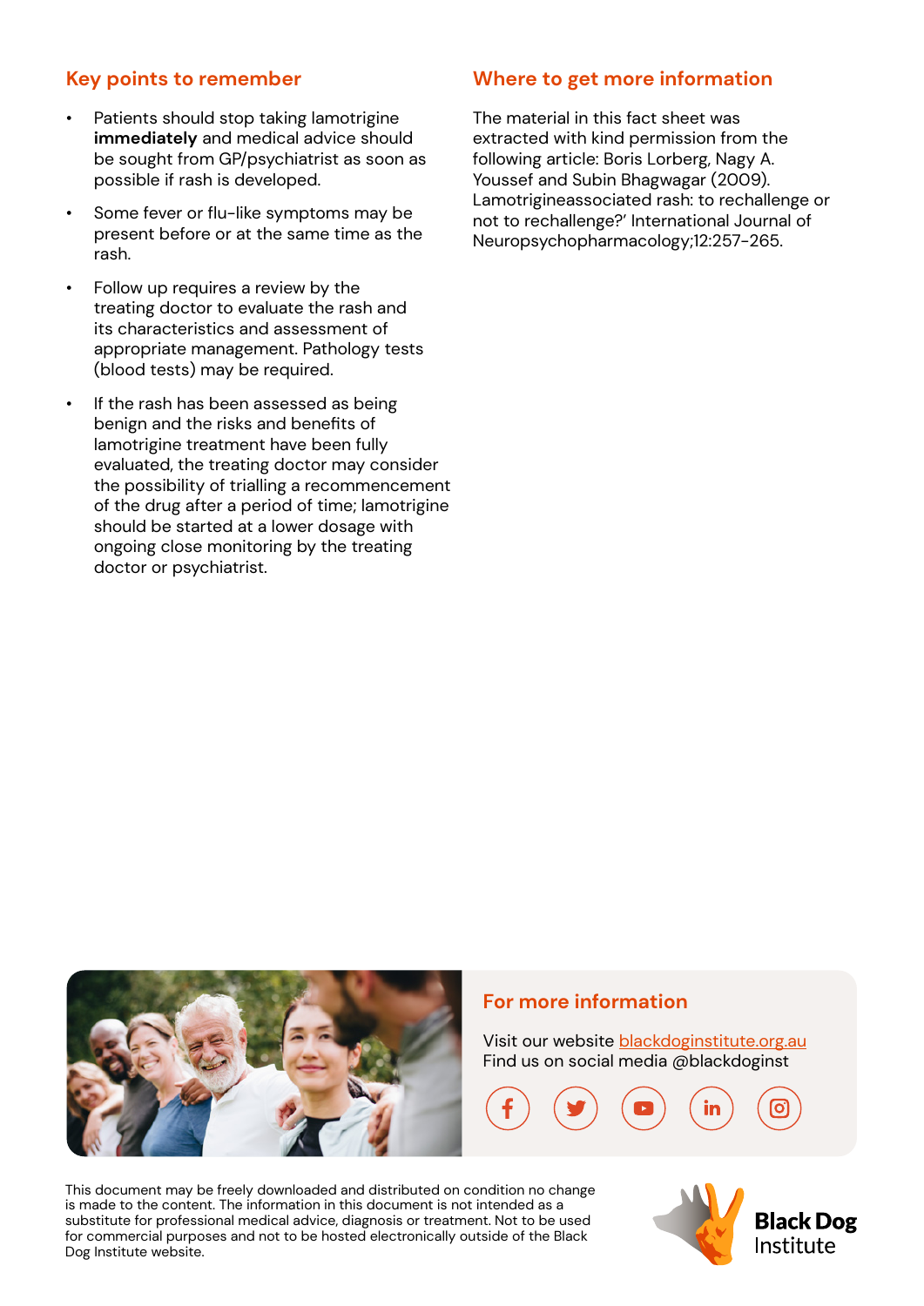## Key points to remember

- Patients should stop taking lamotrigine **immediately** and medical advice should be sought from GP/psychiatrist as soon as possible if rash is developed.
- Some fever or flu-like symptoms may be present before or at the same time as the rash.
- Follow up requires a review by the treating doctor to evaluate the rash and its characteristics and assessment of appropriate management. Pathology tests (blood tests) may be required.
- If the rash has been assessed as being benign and the risks and benefits of lamotrigine treatment have been fully evaluated, the treating doctor may consider the possibility of trialling a recommencement of the drug after a period of time; lamotrigine should be started at a lower dosage with ongoing close monitoring by the treating doctor or psychiatrist.

## Where to get more information

The material in this fact sheet was extracted with kind permission from the following article: Boris Lorberg, Nagy A. Youssef and Subin Bhagwagar (2009). Lamotrigineassociated rash: to rechallenge or not to rechallenge?' International Journal of Neuropsychopharmacology;12:257-265.

## For more information

Visit our website blackdoginstitute.org.au
Find us on social media @blackdoginst

This document may be freely downloaded and distributed on condition no change is made to the content. The information in this document is not intended as a substitute for professional medical advice, diagnosis or treatment. Not to be used for commercial purposes and not to be hosted electronically outside of the Black Dog Institute website.

Black Dog Institute